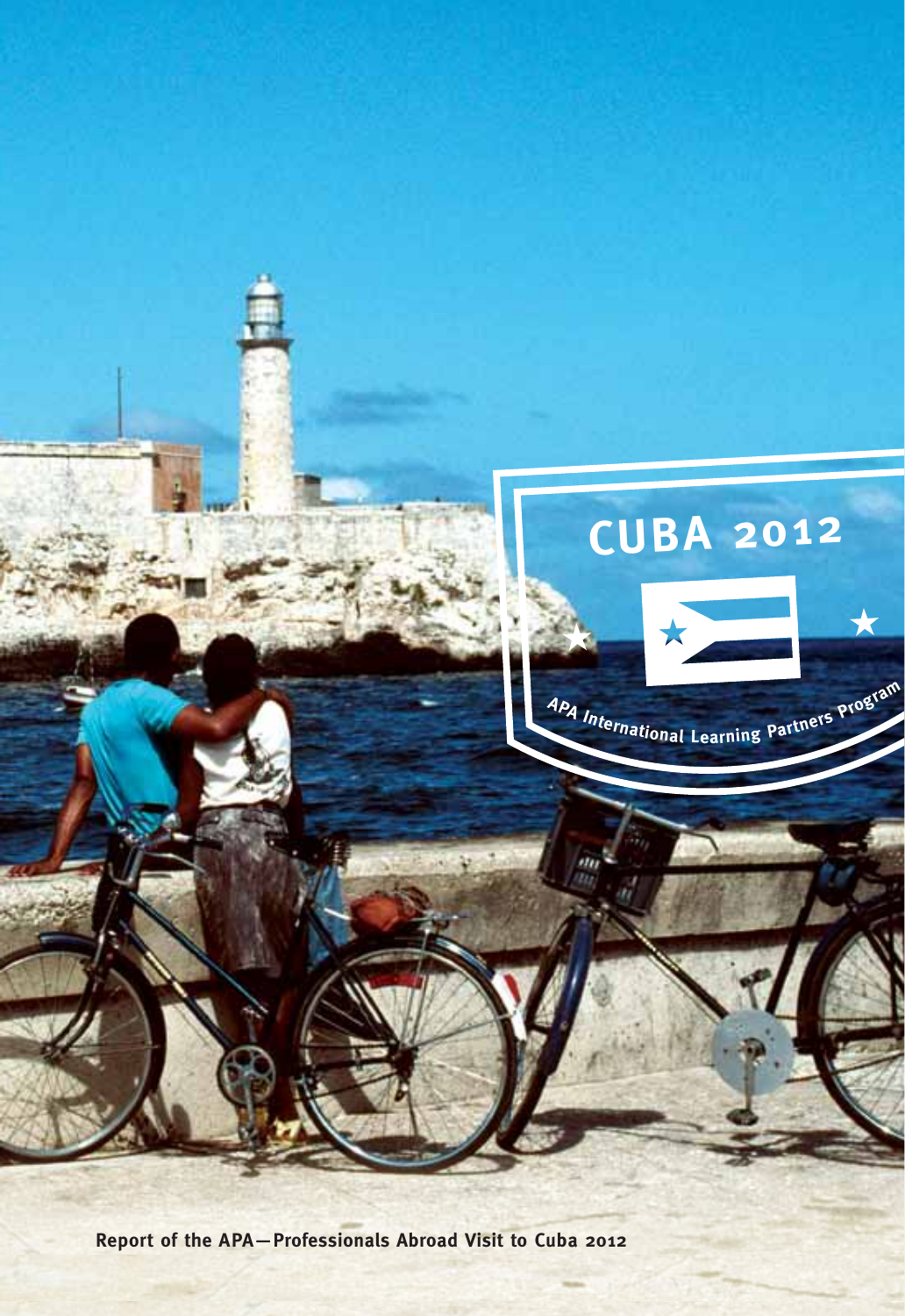# CUBA 2012

APA International Learning Partners Program

Report of the APA—Professionals Abroad Visit to Cuba 2012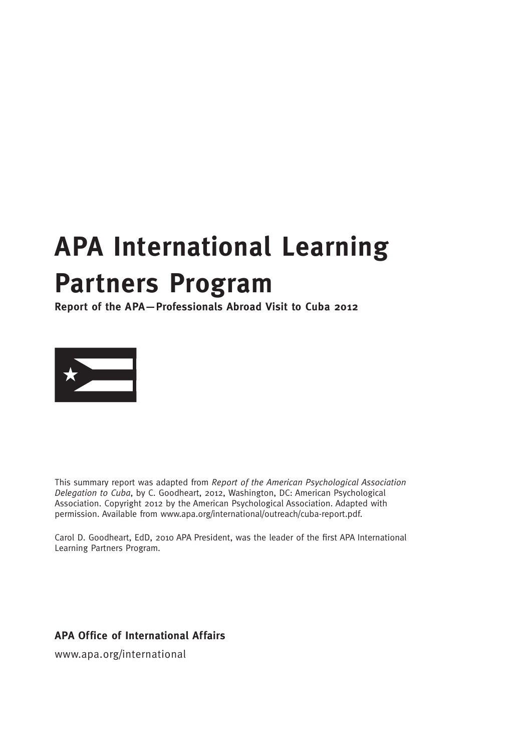# APA International Learning Partners Program

**Report of the APA—Professionals Abroad Visit to Cuba 2012**

This summary report was adapted from *Report of the American Psychological Association Delegation to Cuba*, by C. Goodheart, 2012, Washington, DC: American Psychological Association. Copyright 2012 by the American Psychological Association. Adapted with permission. Available from www.apa.org/international/outreach/cuba-report.pdf.

Carol D. Goodheart, EdD, 2010 APA President, was the leader of the first APA International Learning Partners Program.

**APA Office of International Affairs**

www.apa.org/international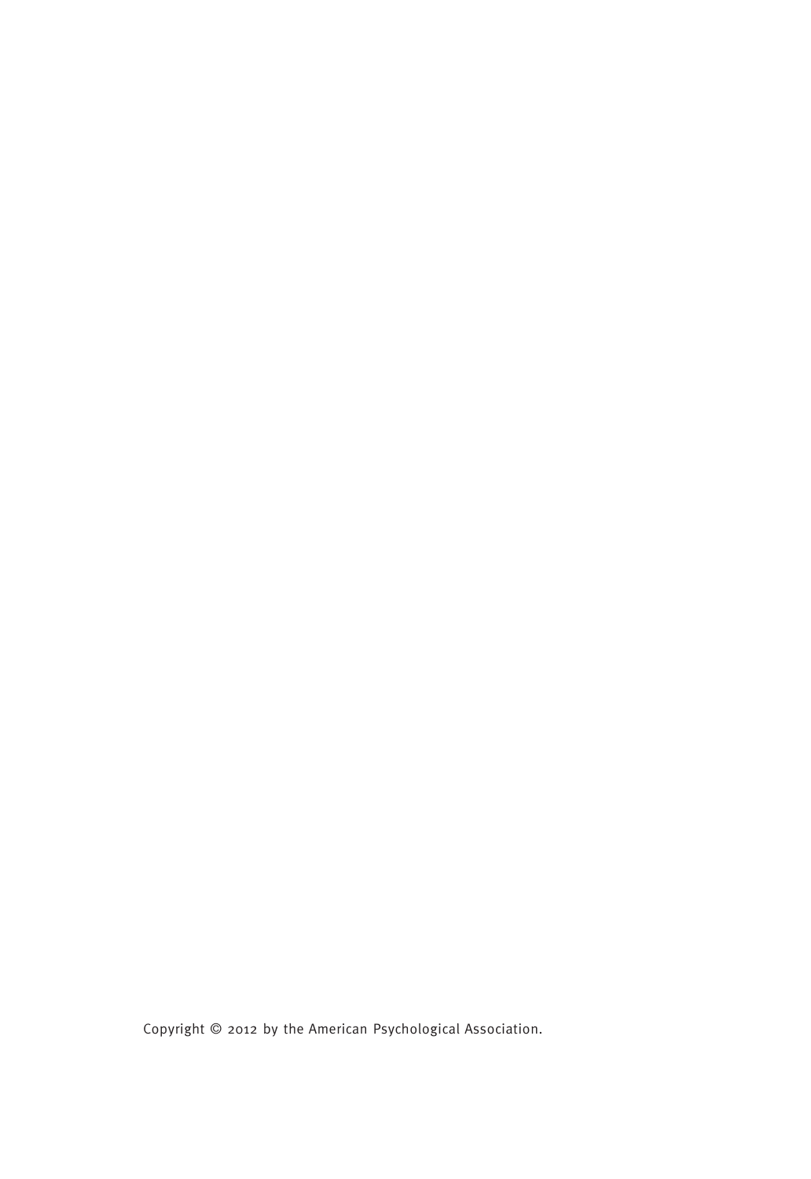Copyright © 2012 by the American Psychological Association.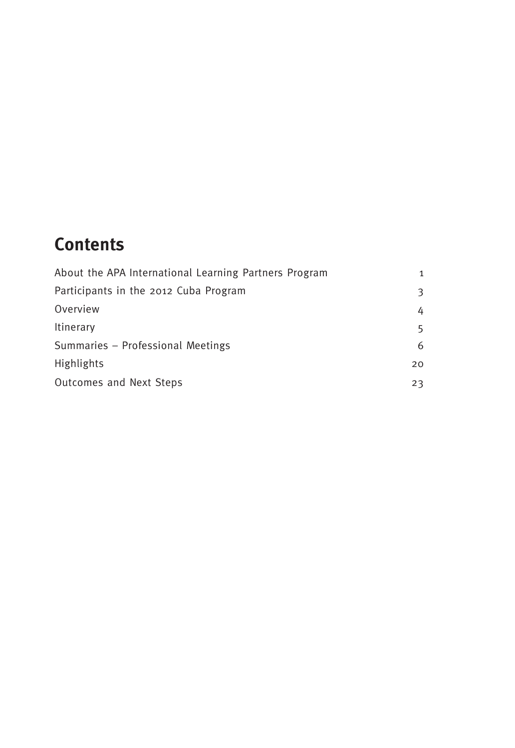# Contents

| | |
|---|---|
| About the APA International Learning Partners Program | 1 |
| Participants in the 2012 Cuba Program | 3 |
| Overview | 4 |
| Itinerary | 5 |
| Summaries – Professional Meetings | 6 |
| Highlights | 20 |
| Outcomes and Next Steps | 23 |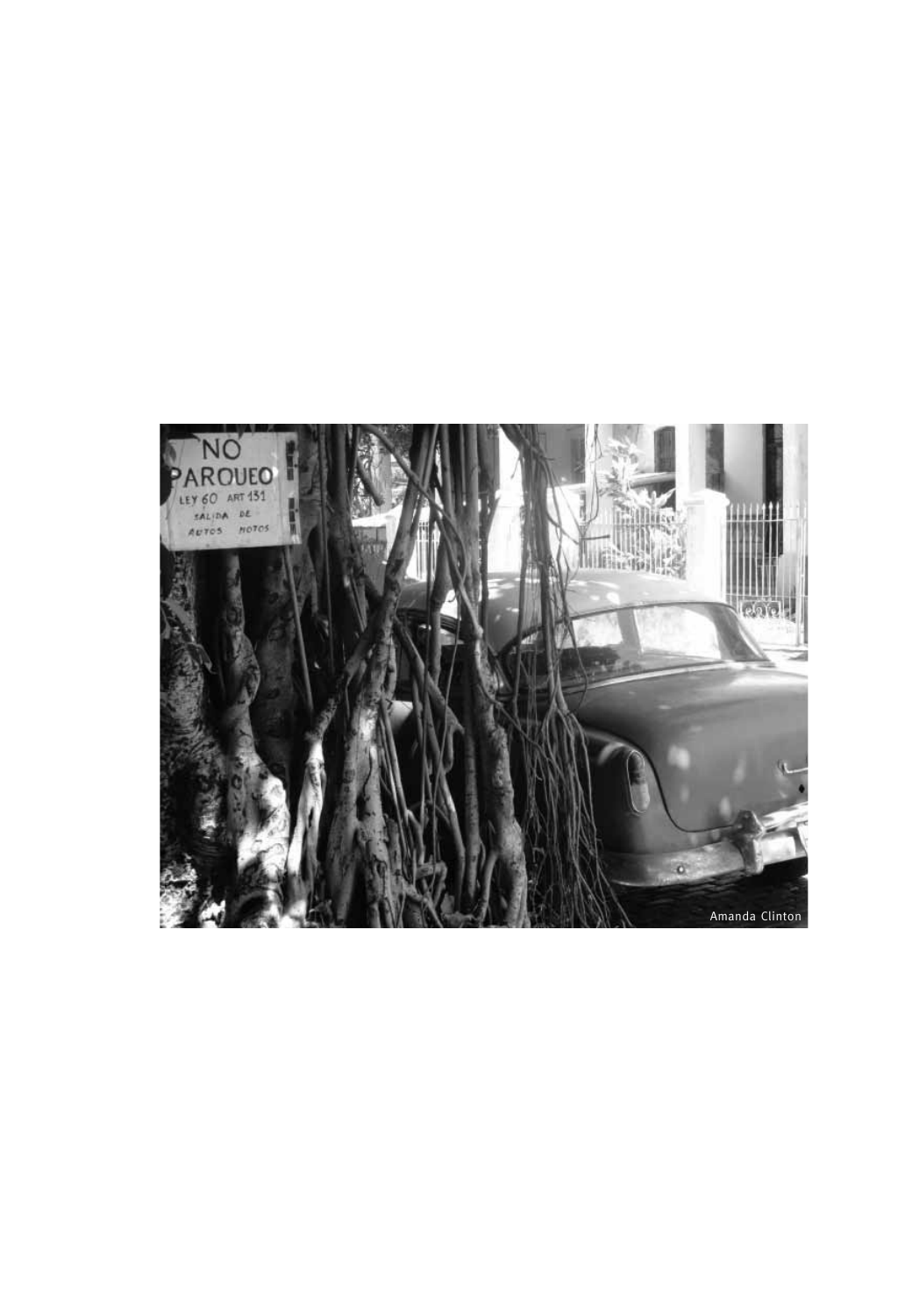Amanda Clinton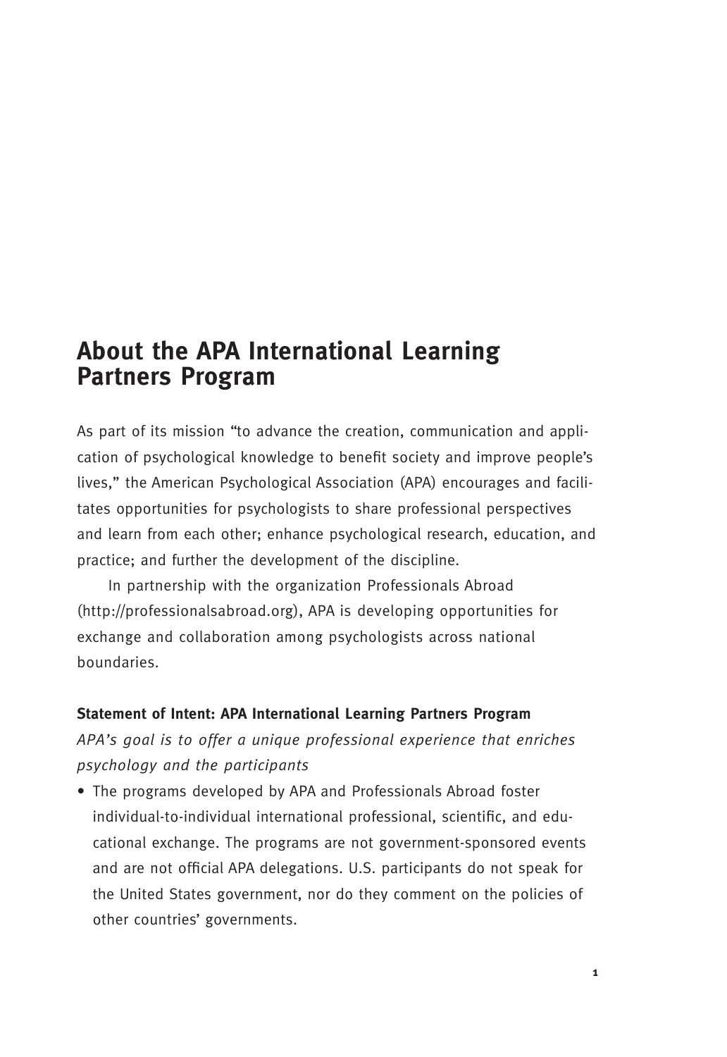# About the APA International Learning Partners Program

As part of its mission "to advance the creation, communication and application of psychological knowledge to benefit society and improve people's lives," the American Psychological Association (APA) encourages and facilitates opportunities for psychologists to share professional perspectives and learn from each other; enhance psychological research, education, and practice; and further the development of the discipline.

In partnership with the organization Professionals Abroad (http://professionalsabroad.org), APA is developing opportunities for exchange and collaboration among psychologists across national boundaries.

**Statement of Intent: APA International Learning Partners Program**

*APA's goal is to offer a unique professional experience that enriches psychology and the participants*

- The programs developed by APA and Professionals Abroad foster individual-to-individual international professional, scientific, and educational exchange. The programs are not government-sponsored events and are not official APA delegations. U.S. participants do not speak for the United States government, nor do they comment on the policies of other countries' governments.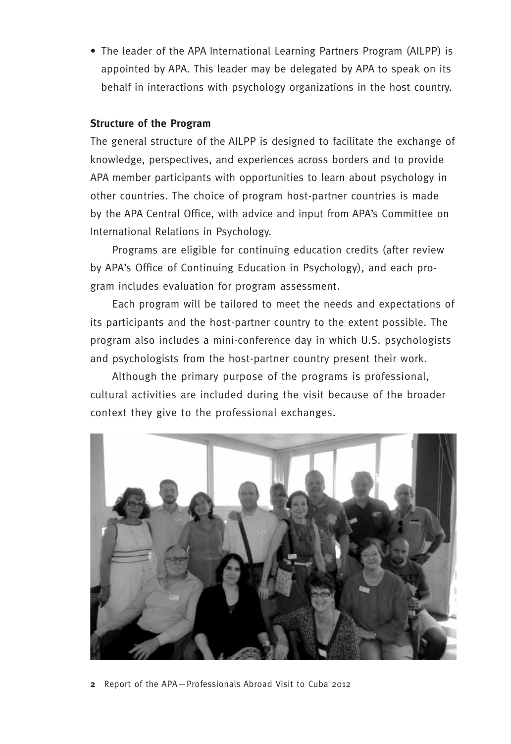- The leader of the APA International Learning Partners Program (AILPP) is appointed by APA. This leader may be delegated by APA to speak on its behalf in interactions with psychology organizations in the host country.

**Structure of the Program**

The general structure of the AILPP is designed to facilitate the exchange of knowledge, perspectives, and experiences across borders and to provide APA member participants with opportunities to learn about psychology in other countries. The choice of program host-partner countries is made by the APA Central Office, with advice and input from APA's Committee on International Relations in Psychology.

Programs are eligible for continuing education credits (after review by APA's Office of Continuing Education in Psychology), and each program includes evaluation for program assessment.

Each program will be tailored to meet the needs and expectations of its participants and the host-partner country to the extent possible. The program also includes a mini-conference day in which U.S. psychologists and psychologists from the host-partner country present their work.

Although the primary purpose of the programs is professional, cultural activities are included during the visit because of the broader context they give to the professional exchanges.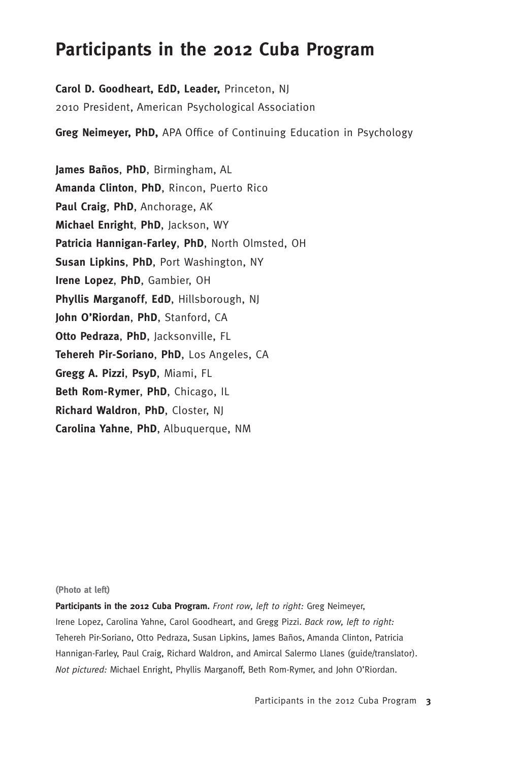# Participants in the 2012 Cuba Program

**Carol D. Goodheart, EdD, Leader,** Princeton, NJ
2010 President, American Psychological Association

**Greg Neimeyer, PhD,** APA Office of Continuing Education in Psychology

**James Baños**, **PhD**, Birmingham, AL
**Amanda Clinton**, **PhD**, Rincon, Puerto Rico
**Paul Craig**, **PhD**, Anchorage, AK
**Michael Enright**, **PhD**, Jackson, WY
**Patricia Hannigan-Farley**, **PhD**, North Olmsted, OH
**Susan Lipkins**, **PhD**, Port Washington, NY
**Irene Lopez**, **PhD**, Gambier, OH
**Phyllis Marganoff**, **EdD**, Hillsborough, NJ
**John O'Riordan**, **PhD**, Stanford, CA
**Otto Pedraza**, **PhD**, Jacksonville, FL
**Tehereh Pir-Soriano**, **PhD**, Los Angeles, CA
**Gregg A. Pizzi**, **PsyD**, Miami, FL
**Beth Rom-Rymer**, **PhD**, Chicago, IL
**Richard Waldron**, **PhD**, Closter, NJ
**Carolina Yahne**, **PhD**, Albuquerque, NM

**(Photo at left)**

**Participants in the 2012 Cuba Program.** *Front row, left to right:* Greg Neimeyer, Irene Lopez, Carolina Yahne, Carol Goodheart, and Gregg Pizzi. *Back row, left to right:* Tehereh Pir-Soriano, Otto Pedraza, Susan Lipkins, James Baños, Amanda Clinton, Patricia Hannigan-Farley, Paul Craig, Richard Waldron, and Amircal Salermo Llanes (guide/translator). *Not pictured:* Michael Enright, Phyllis Marganoff, Beth Rom-Rymer, and John O'Riordan.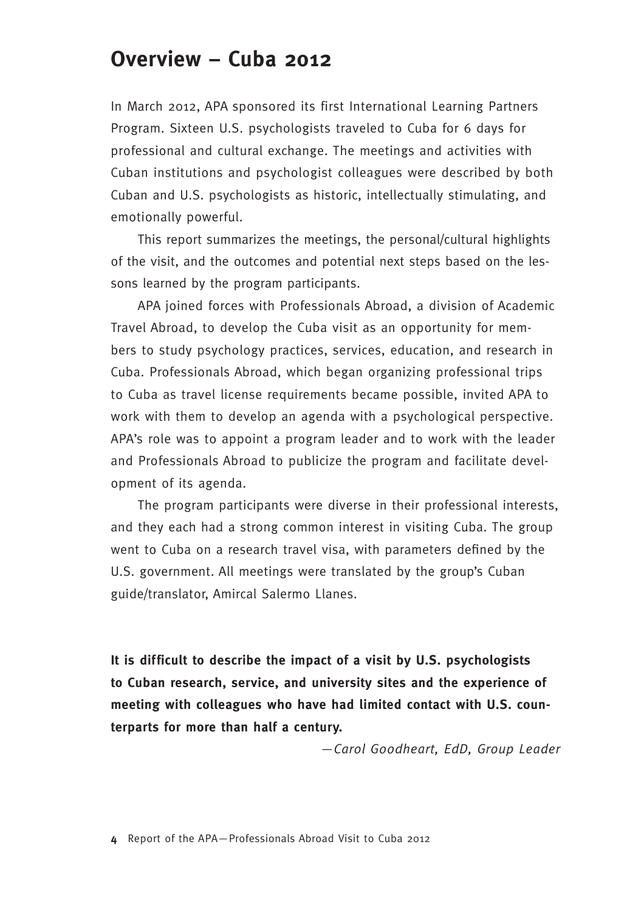# Overview – Cuba 2012

In March 2012, APA sponsored its first International Learning Partners Program. Sixteen U.S. psychologists traveled to Cuba for 6 days for professional and cultural exchange. The meetings and activities with Cuban institutions and psychologist colleagues were described by both Cuban and U.S. psychologists as historic, intellectually stimulating, and emotionally powerful.

This report summarizes the meetings, the personal/cultural highlights of the visit, and the outcomes and potential next steps based on the lessons learned by the program participants.

APA joined forces with Professionals Abroad, a division of Academic Travel Abroad, to develop the Cuba visit as an opportunity for members to study psychology practices, services, education, and research in Cuba. Professionals Abroad, which began organizing professional trips to Cuba as travel license requirements became possible, invited APA to work with them to develop an agenda with a psychological perspective. APA's role was to appoint a program leader and to work with the leader and Professionals Abroad to publicize the program and facilitate development of its agenda.

The program participants were diverse in their professional interests, and they each had a strong common interest in visiting Cuba. The group went to Cuba on a research travel visa, with parameters defined by the U.S. government. All meetings were translated by the group's Cuban guide/translator, Amircal Salermo Llanes.

**It is difficult to describe the impact of a visit by U.S. psychologists to Cuban research, service, and university sites and the experience of meeting with colleagues who have had limited contact with U.S. counterparts for more than half a century.**

*—Carol Goodheart, EdD, Group Leader*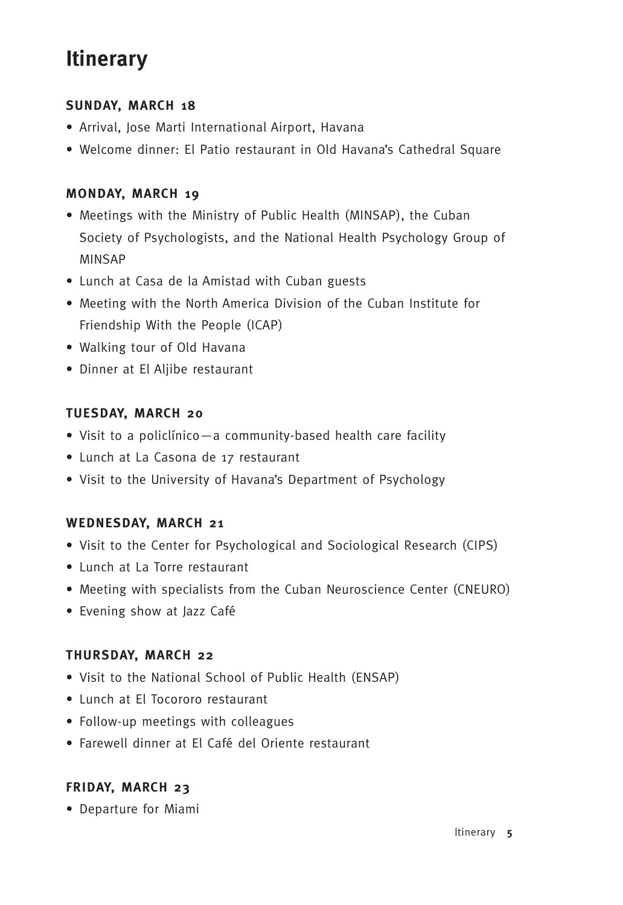# Itinerary

### SUNDAY, MARCH 18

- Arrival, Jose Marti International Airport, Havana
- Welcome dinner: El Patio restaurant in Old Havana's Cathedral Square

### MONDAY, MARCH 19

- Meetings with the Ministry of Public Health (MINSAP), the Cuban Society of Psychologists, and the National Health Psychology Group of MINSAP
- Lunch at Casa de la Amistad with Cuban guests
- Meeting with the North America Division of the Cuban Institute for Friendship With the People (ICAP)
- Walking tour of Old Havana
- Dinner at El Aljibe restaurant

### TUESDAY, MARCH 20

- Visit to a policlínico—a community-based health care facility
- Lunch at La Casona de 17 restaurant
- Visit to the University of Havana's Department of Psychology

### WEDNESDAY, MARCH 21

- Visit to the Center for Psychological and Sociological Research (CIPS)
- Lunch at La Torre restaurant
- Meeting with specialists from the Cuban Neuroscience Center (CNEURO)
- Evening show at Jazz Café

### THURSDAY, MARCH 22

- Visit to the National School of Public Health (ENSAP)
- Lunch at El Tocororo restaurant
- Follow-up meetings with colleagues
- Farewell dinner at El Café del Oriente restaurant

### FRIDAY, MARCH 23

- Departure for Miami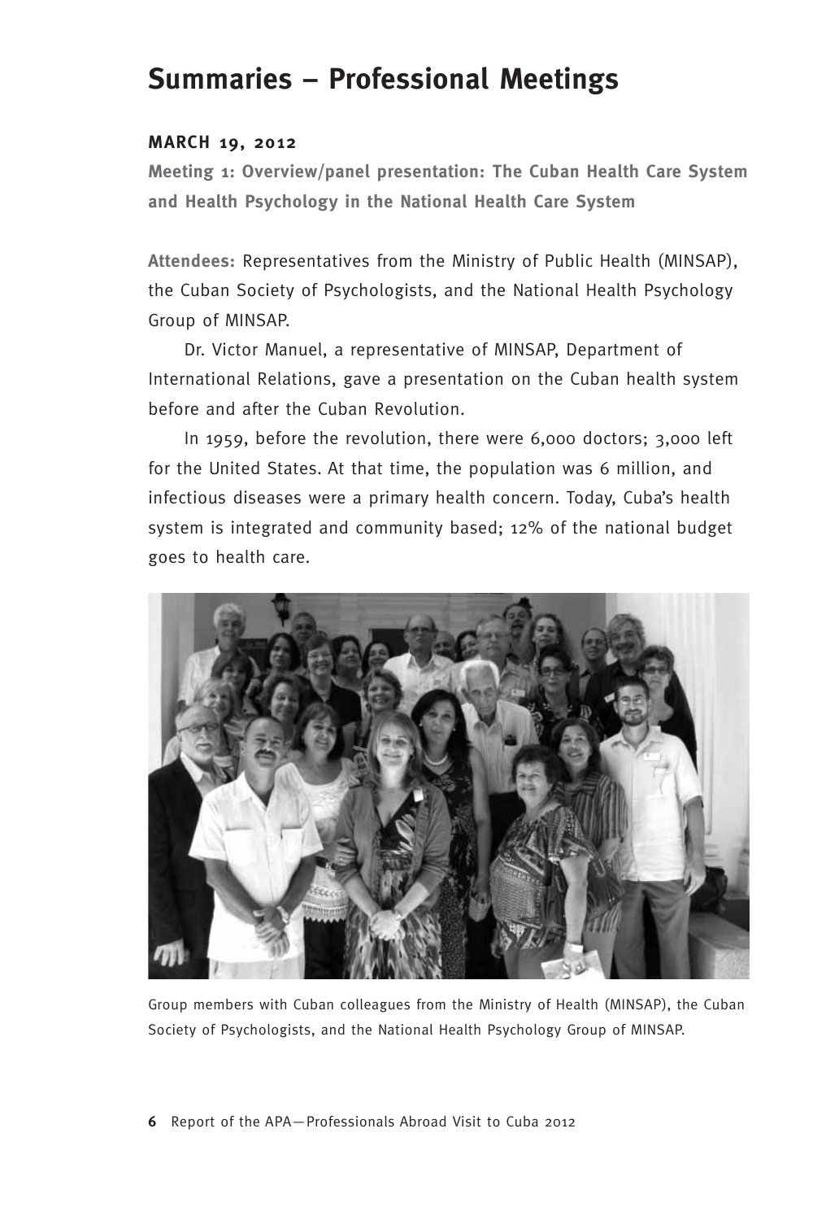# Summaries – Professional Meetings

**MARCH 19, 2012**

**Meeting 1: Overview/panel presentation: The Cuban Health Care System and Health Psychology in the National Health Care System**

**Attendees:** Representatives from the Ministry of Public Health (MINSAP), the Cuban Society of Psychologists, and the National Health Psychology Group of MINSAP.

Dr. Victor Manuel, a representative of MINSAP, Department of International Relations, gave a presentation on the Cuban health system before and after the Cuban Revolution.

In 1959, before the revolution, there were 6,000 doctors; 3,000 left for the United States. At that time, the population was 6 million, and infectious diseases were a primary health concern. Today, Cuba's health system is integrated and community based; 12% of the national budget goes to health care.

Group members with Cuban colleagues from the Ministry of Health (MINSAP), the Cuban Society of Psychologists, and the National Health Psychology Group of MINSAP.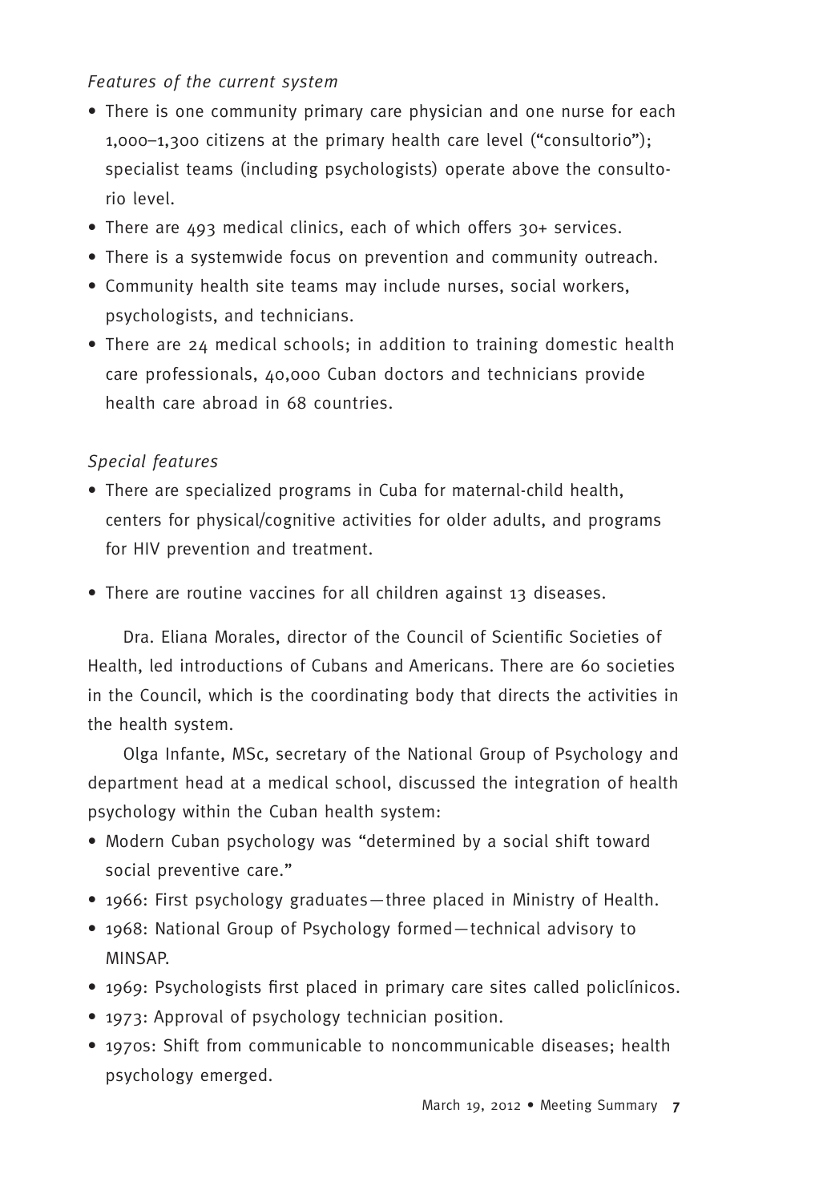*Features of the current system*

- There is one community primary care physician and one nurse for each 1,000–1,300 citizens at the primary health care level ("consultorio"); specialist teams (including psychologists) operate above the consultorio level.
- There are 493 medical clinics, each of which offers 30+ services.
- There is a systemwide focus on prevention and community outreach.
- Community health site teams may include nurses, social workers, psychologists, and technicians.
- There are 24 medical schools; in addition to training domestic health care professionals, 40,000 Cuban doctors and technicians provide health care abroad in 68 countries.

*Special features*

- There are specialized programs in Cuba for maternal-child health, centers for physical/cognitive activities for older adults, and programs for HIV prevention and treatment.
- There are routine vaccines for all children against 13 diseases.

Dra. Eliana Morales, director of the Council of Scientific Societies of Health, led introductions of Cubans and Americans. There are 60 societies in the Council, which is the coordinating body that directs the activities in the health system.

Olga Infante, MSc, secretary of the National Group of Psychology and department head at a medical school, discussed the integration of health psychology within the Cuban health system:

- Modern Cuban psychology was "determined by a social shift toward social preventive care."
- 1966: First psychology graduates—three placed in Ministry of Health.
- 1968: National Group of Psychology formed—technical advisory to MINSAP.
- 1969: Psychologists first placed in primary care sites called policlínicos.
- 1973: Approval of psychology technician position.
- 1970s: Shift from communicable to noncommunicable diseases; health psychology emerged.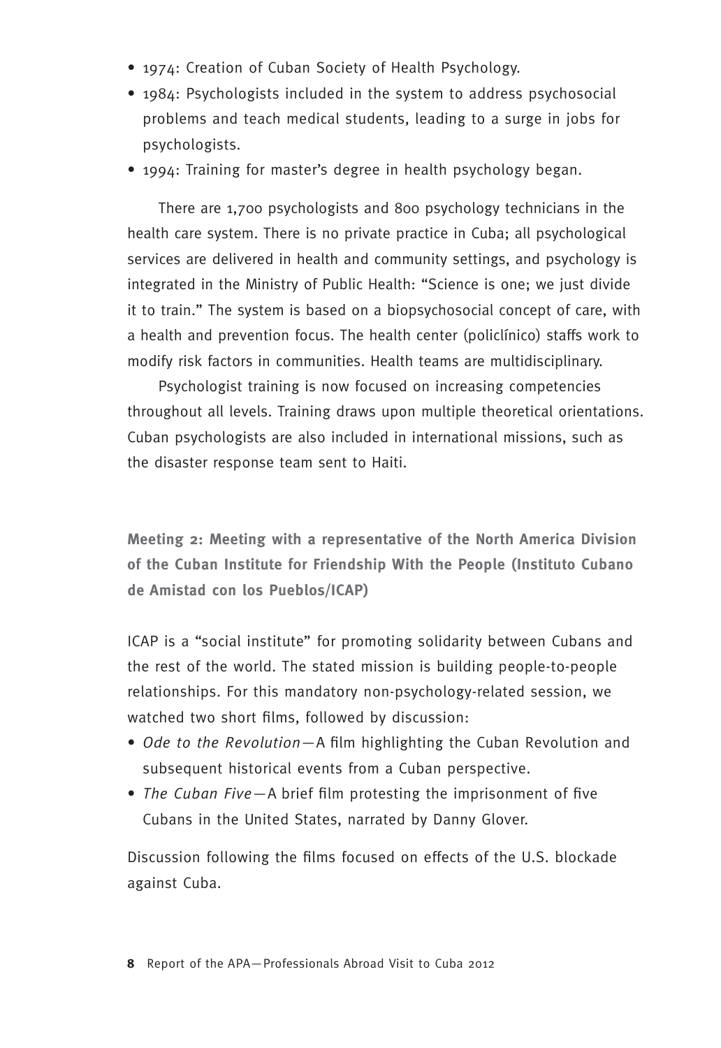- 1974: Creation of Cuban Society of Health Psychology.
- 1984: Psychologists included in the system to address psychosocial problems and teach medical students, leading to a surge in jobs for psychologists.
- 1994: Training for master's degree in health psychology began.

There are 1,700 psychologists and 800 psychology technicians in the health care system. There is no private practice in Cuba; all psychological services are delivered in health and community settings, and psychology is integrated in the Ministry of Public Health: "Science is one; we just divide it to train." The system is based on a biopsychosocial concept of care, with a health and prevention focus. The health center (policlínico) staffs work to modify risk factors in communities. Health teams are multidisciplinary.

Psychologist training is now focused on increasing competencies throughout all levels. Training draws upon multiple theoretical orientations. Cuban psychologists are also included in international missions, such as the disaster response team sent to Haiti.

### Meeting 2: Meeting with a representative of the North America Division of the Cuban Institute for Friendship With the People (Instituto Cubano de Amistad con los Pueblos/ICAP)

ICAP is a "social institute" for promoting solidarity between Cubans and the rest of the world. The stated mission is building people-to-people relationships. For this mandatory non-psychology-related session, we watched two short films, followed by discussion:

- *Ode to the Revolution*—A film highlighting the Cuban Revolution and subsequent historical events from a Cuban perspective.
- *The Cuban Five*—A brief film protesting the imprisonment of five Cubans in the United States, narrated by Danny Glover.

Discussion following the films focused on effects of the U.S. blockade against Cuba.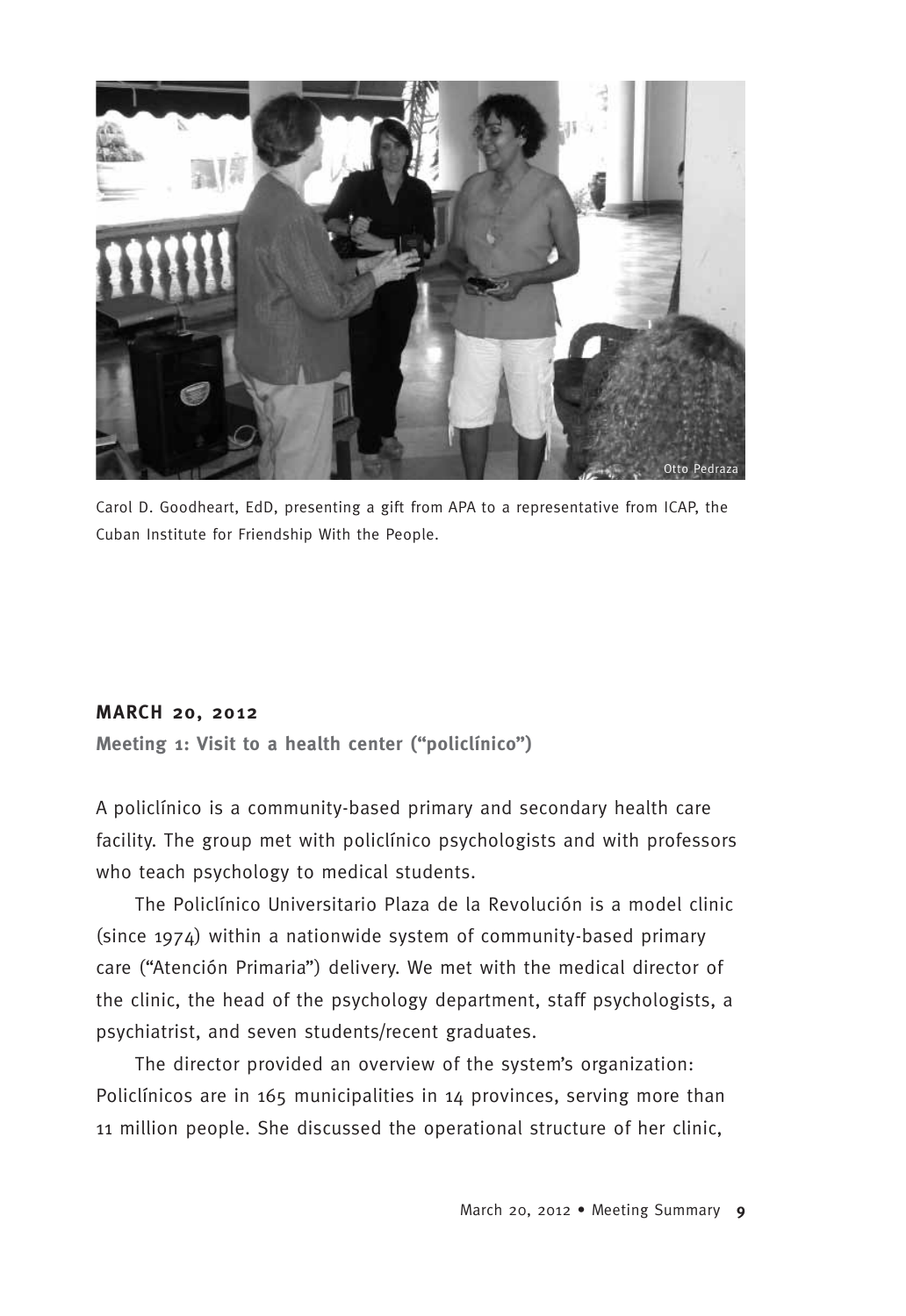Carol D. Goodheart, EdD, presenting a gift from APA to a representative from ICAP, the Cuban Institute for Friendship With the People.

## MARCH 20, 2012

### Meeting 1: Visit to a health center ("policlínico")

A policlínico is a community-based primary and secondary health care facility. The group met with policlínico psychologists and with professors who teach psychology to medical students.

The Policlínico Universitario Plaza de la Revolución is a model clinic (since 1974) within a nationwide system of community-based primary care ("Atención Primaria") delivery. We met with the medical director of the clinic, the head of the psychology department, staff psychologists, a psychiatrist, and seven students/recent graduates.

The director provided an overview of the system's organization: Policlínicos are in 165 municipalities in 14 provinces, serving more than 11 million people. She discussed the operational structure of her clinic,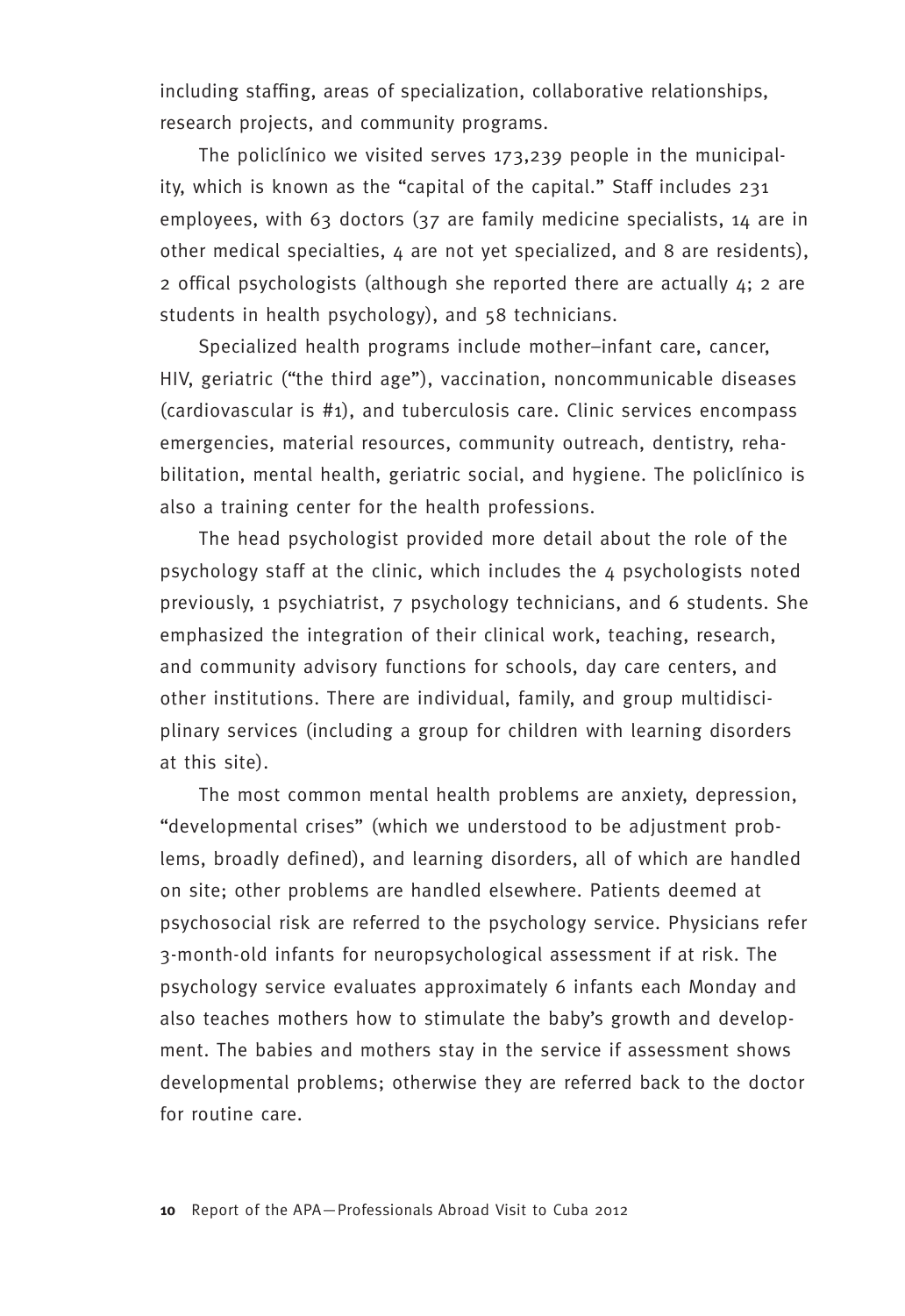including staffing, areas of specialization, collaborative relationships, research projects, and community programs.

The policlínico we visited serves 173,239 people in the municipality, which is known as the "capital of the capital." Staff includes 231 employees, with 63 doctors (37 are family medicine specialists, 14 are in other medical specialties, 4 are not yet specialized, and 8 are residents), 2 offical psychologists (although she reported there are actually 4; 2 are students in health psychology), and 58 technicians.

Specialized health programs include mother–infant care, cancer, HIV, geriatric ("the third age"), vaccination, noncommunicable diseases (cardiovascular is #1), and tuberculosis care. Clinic services encompass emergencies, material resources, community outreach, dentistry, rehabilitation, mental health, geriatric social, and hygiene. The policlínico is also a training center for the health professions.

The head psychologist provided more detail about the role of the psychology staff at the clinic, which includes the 4 psychologists noted previously, 1 psychiatrist, 7 psychology technicians, and 6 students. She emphasized the integration of their clinical work, teaching, research, and community advisory functions for schools, day care centers, and other institutions. There are individual, family, and group multidisciplinary services (including a group for children with learning disorders at this site).

The most common mental health problems are anxiety, depression, "developmental crises" (which we understood to be adjustment problems, broadly defined), and learning disorders, all of which are handled on site; other problems are handled elsewhere. Patients deemed at psychosocial risk are referred to the psychology service. Physicians refer 3-month-old infants for neuropsychological assessment if at risk. The psychology service evaluates approximately 6 infants each Monday and also teaches mothers how to stimulate the baby's growth and development. The babies and mothers stay in the service if assessment shows developmental problems; otherwise they are referred back to the doctor for routine care.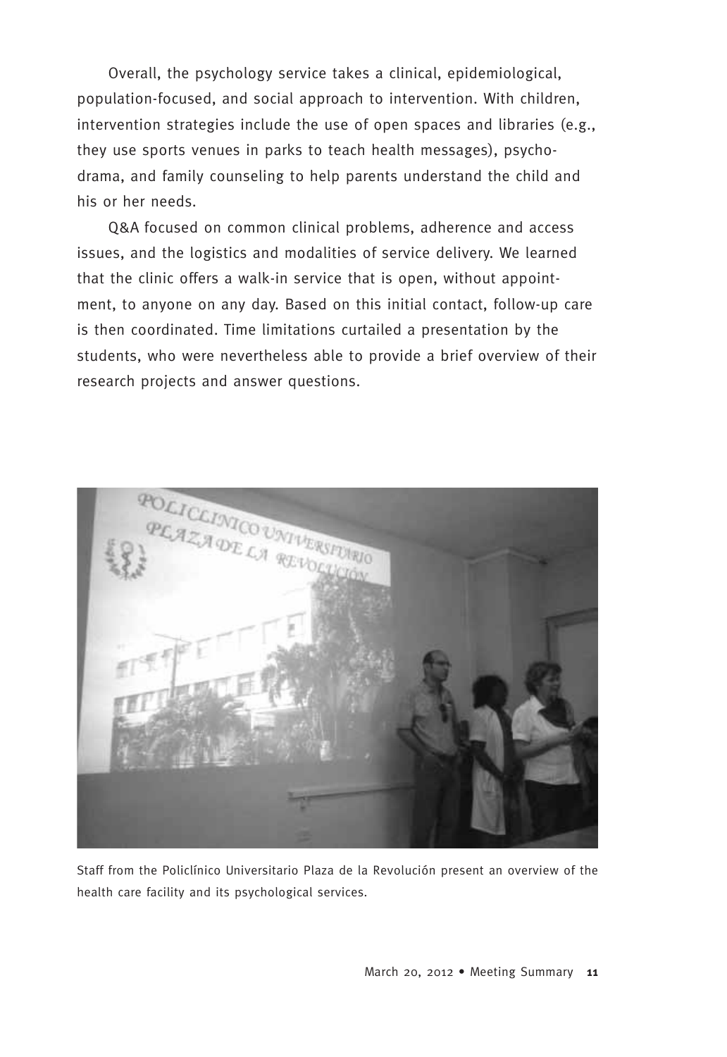Overall, the psychology service takes a clinical, epidemiological, population-focused, and social approach to intervention. With children, intervention strategies include the use of open spaces and libraries (e.g., they use sports venues in parks to teach health messages), psychodrama, and family counseling to help parents understand the child and his or her needs.

Q&A focused on common clinical problems, adherence and access issues, and the logistics and modalities of service delivery. We learned that the clinic offers a walk-in service that is open, without appointment, to anyone on any day. Based on this initial contact, follow-up care is then coordinated. Time limitations curtailed a presentation by the students, who were nevertheless able to provide a brief overview of their research projects and answer questions.

Staff from the Policlínico Universitario Plaza de la Revolución present an overview of the health care facility and its psychological services.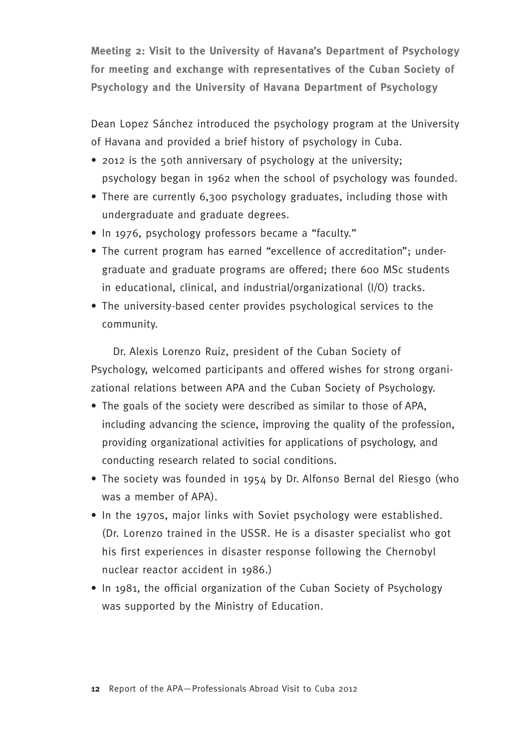**Meeting 2: Visit to the University of Havana's Department of Psychology for meeting and exchange with representatives of the Cuban Society of Psychology and the University of Havana Department of Psychology**

Dean Lopez Sánchez introduced the psychology program at the University of Havana and provided a brief history of psychology in Cuba.

- 2012 is the 50th anniversary of psychology at the university; psychology began in 1962 when the school of psychology was founded.
- There are currently 6,300 psychology graduates, including those with undergraduate and graduate degrees.
- In 1976, psychology professors became a "faculty."
- The current program has earned "excellence of accreditation"; undergraduate and graduate programs are offered; there 600 MSc students in educational, clinical, and industrial/organizational (I/O) tracks.
- The university-based center provides psychological services to the community.

Dr. Alexis Lorenzo Ruiz, president of the Cuban Society of Psychology, welcomed participants and offered wishes for strong organizational relations between APA and the Cuban Society of Psychology.

- The goals of the society were described as similar to those of APA, including advancing the science, improving the quality of the profession, providing organizational activities for applications of psychology, and conducting research related to social conditions.
- The society was founded in 1954 by Dr. Alfonso Bernal del Riesgo (who was a member of APA).
- In the 1970s, major links with Soviet psychology were established. (Dr. Lorenzo trained in the USSR. He is a disaster specialist who got his first experiences in disaster response following the Chernobyl nuclear reactor accident in 1986.)
- In 1981, the official organization of the Cuban Society of Psychology was supported by the Ministry of Education.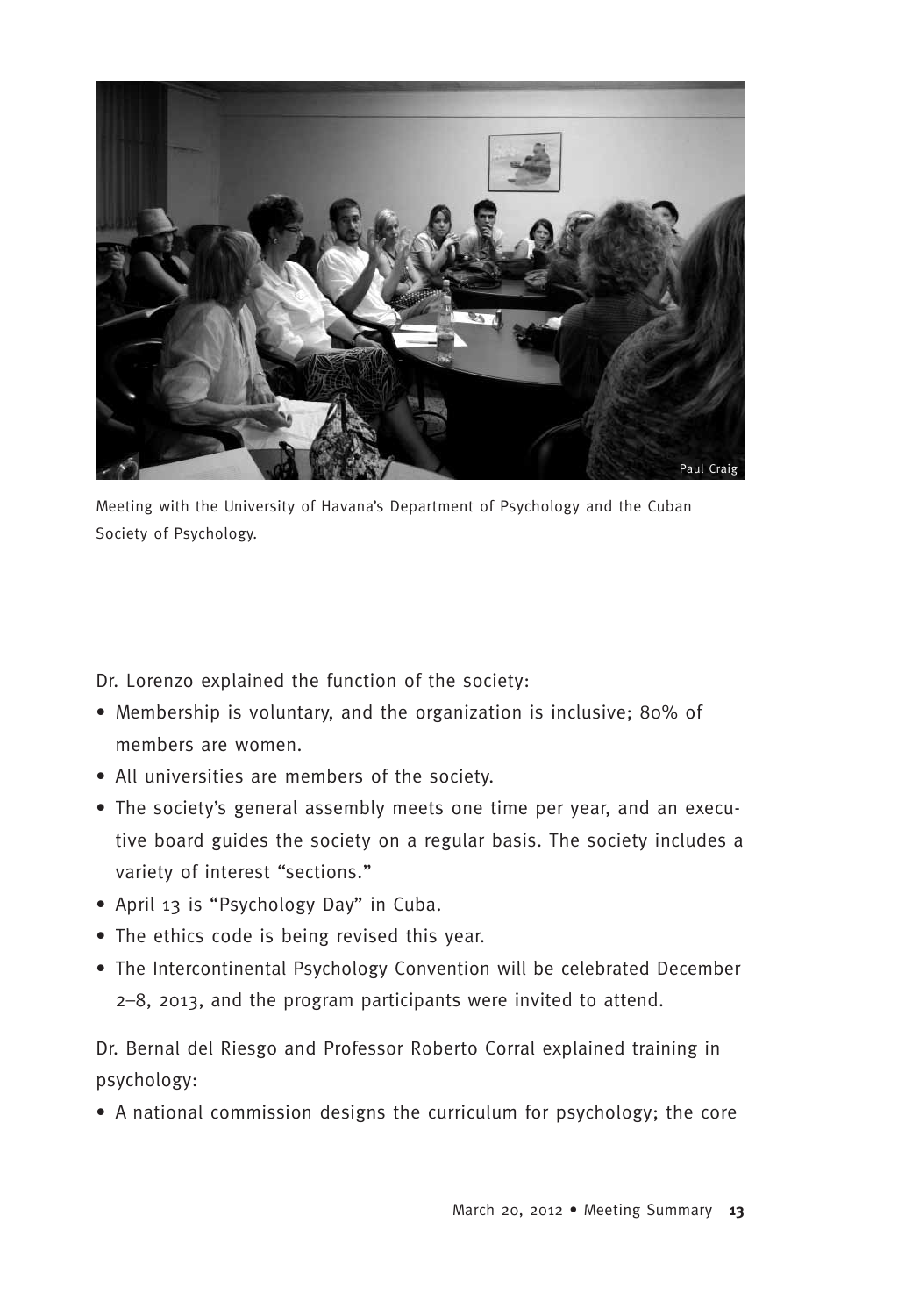Meeting with the University of Havana's Department of Psychology and the Cuban Society of Psychology.

Dr. Lorenzo explained the function of the society:

- Membership is voluntary, and the organization is inclusive; 80% of members are women.
- All universities are members of the society.
- The society's general assembly meets one time per year, and an executive board guides the society on a regular basis. The society includes a variety of interest "sections."
- April 13 is "Psychology Day" in Cuba.
- The ethics code is being revised this year.
- The Intercontinental Psychology Convention will be celebrated December 2–8, 2013, and the program participants were invited to attend.

Dr. Bernal del Riesgo and Professor Roberto Corral explained training in psychology:

- A national commission designs the curriculum for psychology; the core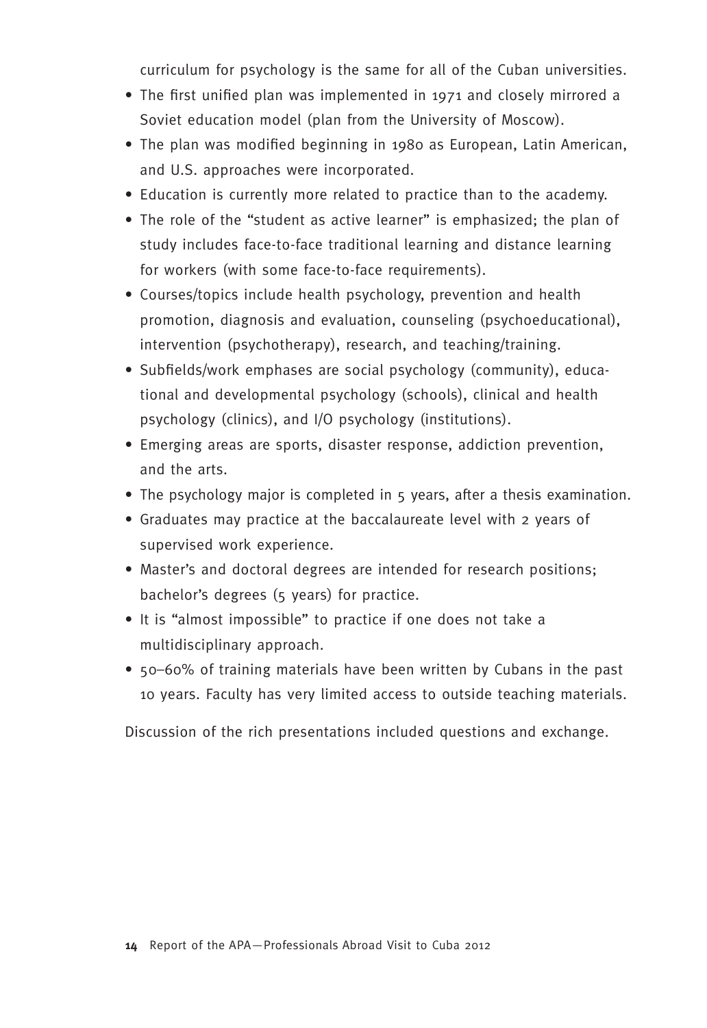curriculum for psychology is the same for all of the Cuban universities.

- The first unified plan was implemented in 1971 and closely mirrored a Soviet education model (plan from the University of Moscow).
- The plan was modified beginning in 1980 as European, Latin American, and U.S. approaches were incorporated.
- Education is currently more related to practice than to the academy.
- The role of the "student as active learner" is emphasized; the plan of study includes face-to-face traditional learning and distance learning for workers (with some face-to-face requirements).
- Courses/topics include health psychology, prevention and health promotion, diagnosis and evaluation, counseling (psychoeducational), intervention (psychotherapy), research, and teaching/training.
- Subfields/work emphases are social psychology (community), educational and developmental psychology (schools), clinical and health psychology (clinics), and I/O psychology (institutions).
- Emerging areas are sports, disaster response, addiction prevention, and the arts.
- The psychology major is completed in 5 years, after a thesis examination.
- Graduates may practice at the baccalaureate level with 2 years of supervised work experience.
- Master's and doctoral degrees are intended for research positions; bachelor's degrees (5 years) for practice.
- It is "almost impossible" to practice if one does not take a multidisciplinary approach.
- 50–60% of training materials have been written by Cubans in the past 10 years. Faculty has very limited access to outside teaching materials.

Discussion of the rich presentations included questions and exchange.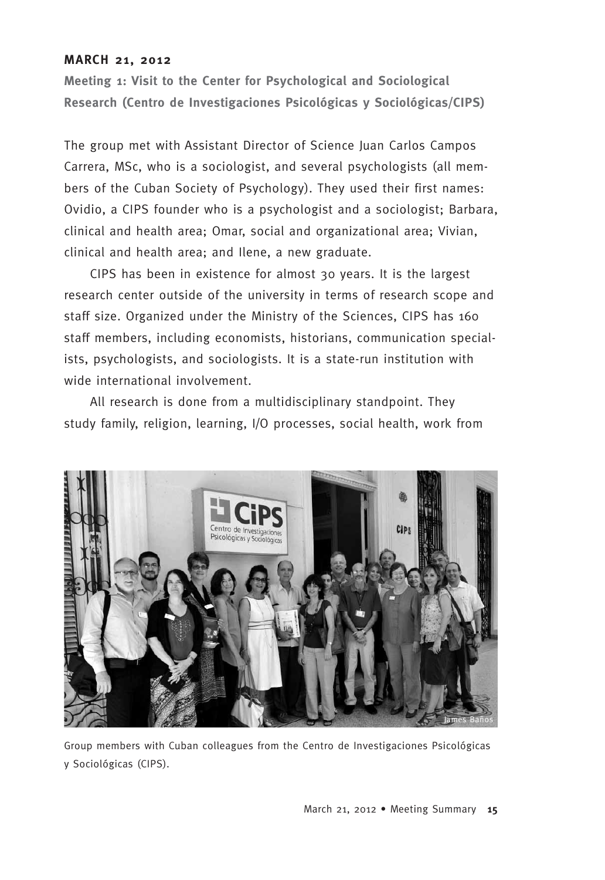**MARCH 21, 2012**

**Meeting 1: Visit to the Center for Psychological and Sociological Research (Centro de Investigaciones Psicológicas y Sociológicas/CIPS)**

The group met with Assistant Director of Science Juan Carlos Campos Carrera, MSc, who is a sociologist, and several psychologists (all members of the Cuban Society of Psychology). They used their first names: Ovidio, a CIPS founder who is a psychologist and a sociologist; Barbara, clinical and health area; Omar, social and organizational area; Vivian, clinical and health area; and Ilene, a new graduate.

CIPS has been in existence for almost 30 years. It is the largest research center outside of the university in terms of research scope and staff size. Organized under the Ministry of the Sciences, CIPS has 160 staff members, including economists, historians, communication specialists, psychologists, and sociologists. It is a state-run institution with wide international involvement.

All research is done from a multidisciplinary standpoint. They study family, religion, learning, I/O processes, social health, work from

Group members with Cuban colleagues from the Centro de Investigaciones Psicológicas y Sociológicas (CIPS).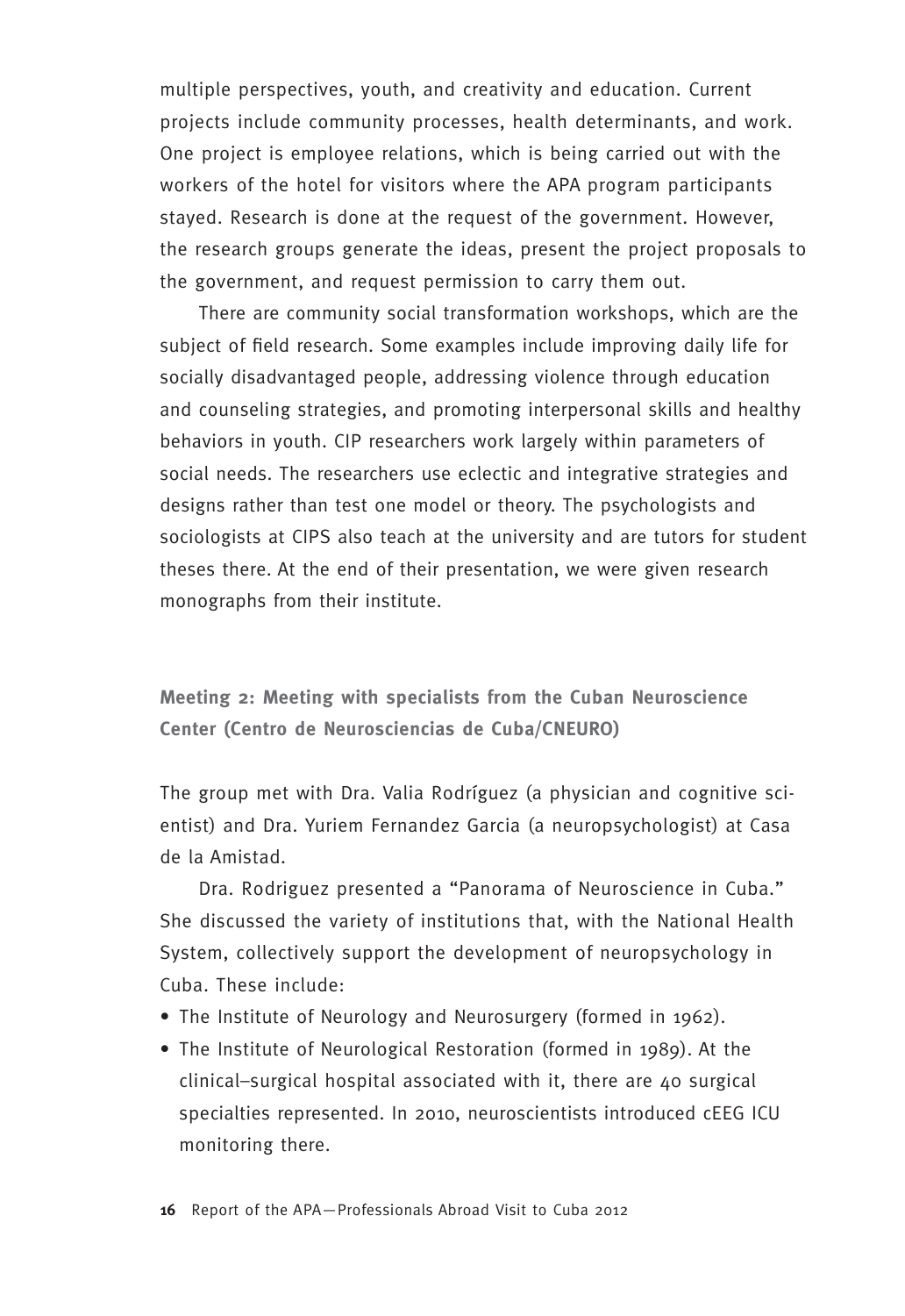multiple perspectives, youth, and creativity and education. Current projects include community processes, health determinants, and work. One project is employee relations, which is being carried out with the workers of the hotel for visitors where the APA program participants stayed. Research is done at the request of the government. However, the research groups generate the ideas, present the project proposals to the government, and request permission to carry them out.

There are community social transformation workshops, which are the subject of field research. Some examples include improving daily life for socially disadvantaged people, addressing violence through education and counseling strategies, and promoting interpersonal skills and healthy behaviors in youth. CIP researchers work largely within parameters of social needs. The researchers use eclectic and integrative strategies and designs rather than test one model or theory. The psychologists and sociologists at CIPS also teach at the university and are tutors for student theses there. At the end of their presentation, we were given research monographs from their institute.

### Meeting 2: Meeting with specialists from the Cuban Neuroscience Center (Centro de Neurosciencias de Cuba/CNEURO)

The group met with Dra. Valia Rodríguez (a physician and cognitive scientist) and Dra. Yuriem Fernandez Garcia (a neuropsychologist) at Casa de la Amistad.

Dra. Rodriguez presented a "Panorama of Neuroscience in Cuba." She discussed the variety of institutions that, with the National Health System, collectively support the development of neuropsychology in Cuba. These include:

- The Institute of Neurology and Neurosurgery (formed in 1962).
- The Institute of Neurological Restoration (formed in 1989). At the clinical–surgical hospital associated with it, there are 40 surgical specialties represented. In 2010, neuroscientists introduced cEEG ICU monitoring there.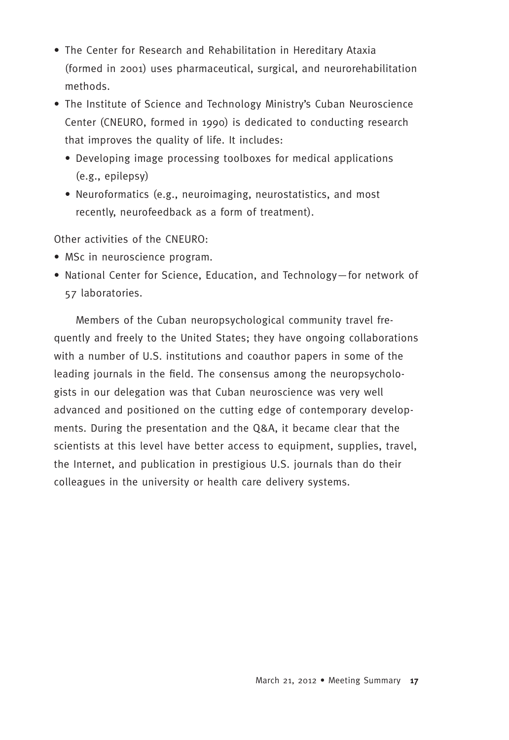- The Center for Research and Rehabilitation in Hereditary Ataxia (formed in 2001) uses pharmaceutical, surgical, and neurorehabilitation methods.
- The Institute of Science and Technology Ministry's Cuban Neuroscience Center (CNEURO, formed in 1990) is dedicated to conducting research that improves the quality of life. It includes:
  - Developing image processing toolboxes for medical applications (e.g., epilepsy)
  - Neuroformatics (e.g., neuroimaging, neurostatistics, and most recently, neurofeedback as a form of treatment).

Other activities of the CNEURO:

- MSc in neuroscience program.
- National Center for Science, Education, and Technology—for network of 57 laboratories.

Members of the Cuban neuropsychological community travel frequently and freely to the United States; they have ongoing collaborations with a number of U.S. institutions and coauthor papers in some of the leading journals in the field. The consensus among the neuropsychologists in our delegation was that Cuban neuroscience was very well advanced and positioned on the cutting edge of contemporary developments. During the presentation and the Q&A, it became clear that the scientists at this level have better access to equipment, supplies, travel, the Internet, and publication in prestigious U.S. journals than do their colleagues in the university or health care delivery systems.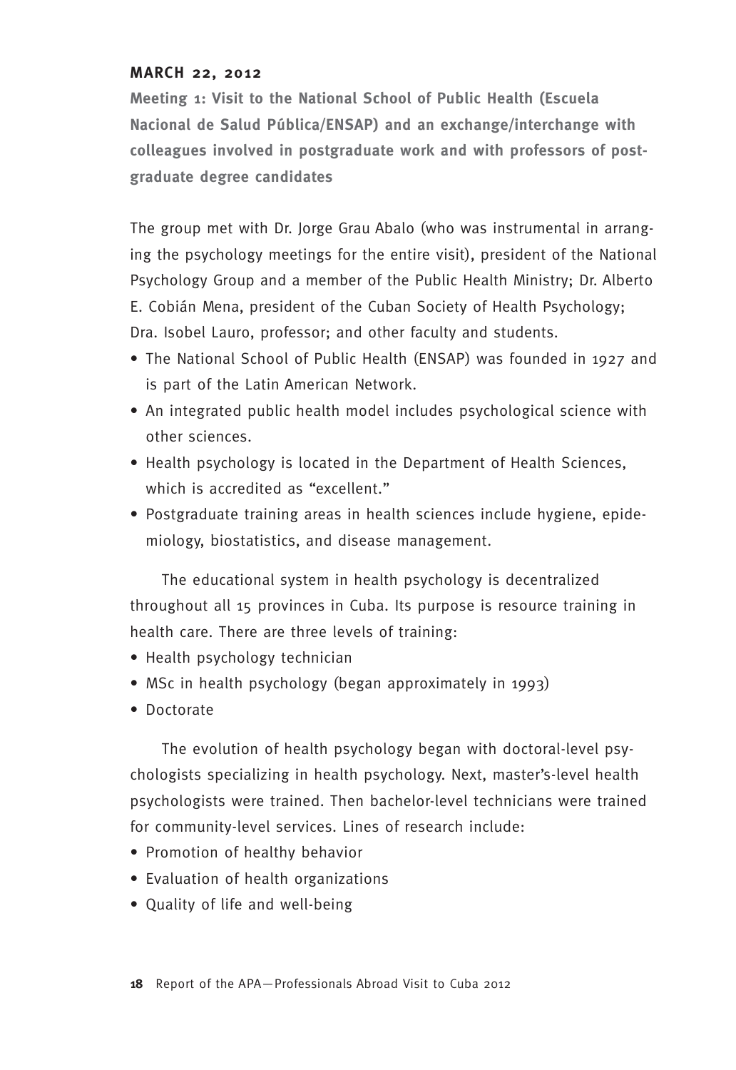## MARCH 22, 2012

### Meeting 1: Visit to the National School of Public Health (Escuela Nacional de Salud Pública/ENSAP) and an exchange/interchange with colleagues involved in postgraduate work and with professors of postgraduate degree candidates

The group met with Dr. Jorge Grau Abalo (who was instrumental in arranging the psychology meetings for the entire visit), president of the National Psychology Group and a member of the Public Health Ministry; Dr. Alberto E. Cobián Mena, president of the Cuban Society of Health Psychology; Dra. Isobel Lauro, professor; and other faculty and students.

- The National School of Public Health (ENSAP) was founded in 1927 and is part of the Latin American Network.
- An integrated public health model includes psychological science with other sciences.
- Health psychology is located in the Department of Health Sciences, which is accredited as "excellent."
- Postgraduate training areas in health sciences include hygiene, epidemiology, biostatistics, and disease management.

The educational system in health psychology is decentralized throughout all 15 provinces in Cuba. Its purpose is resource training in health care. There are three levels of training:

- Health psychology technician
- MSc in health psychology (began approximately in 1993)
- Doctorate

The evolution of health psychology began with doctoral-level psychologists specializing in health psychology. Next, master's-level health psychologists were trained. Then bachelor-level technicians were trained for community-level services. Lines of research include:

- Promotion of healthy behavior
- Evaluation of health organizations
- Quality of life and well-being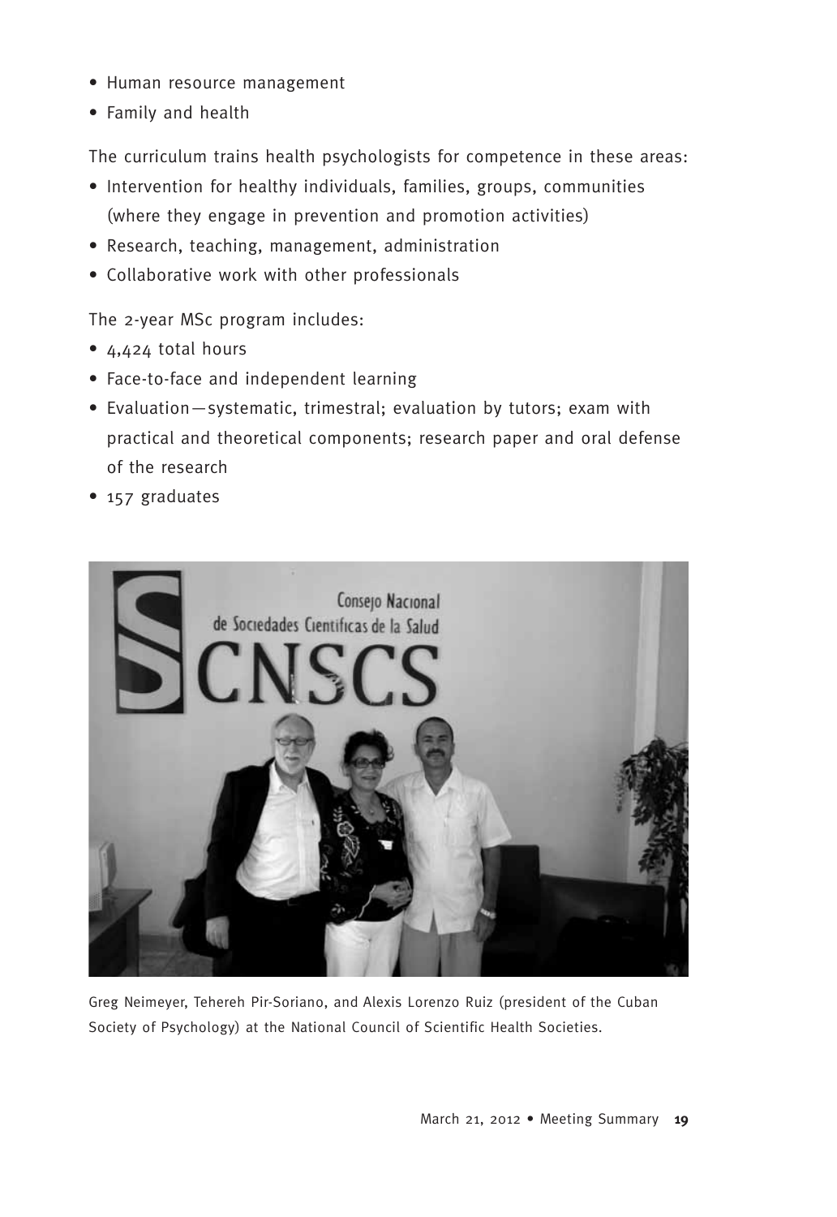- Human resource management
- Family and health

The curriculum trains health psychologists for competence in these areas:

- Intervention for healthy individuals, families, groups, communities (where they engage in prevention and promotion activities)
- Research, teaching, management, administration
- Collaborative work with other professionals

The 2-year MSc program includes:

- 4,424 total hours
- Face-to-face and independent learning
- Evaluation—systematic, trimestral; evaluation by tutors; exam with practical and theoretical components; research paper and oral defense of the research
- 157 graduates

Greg Neimeyer, Tehereh Pir-Soriano, and Alexis Lorenzo Ruiz (president of the Cuban Society of Psychology) at the National Council of Scientific Health Societies.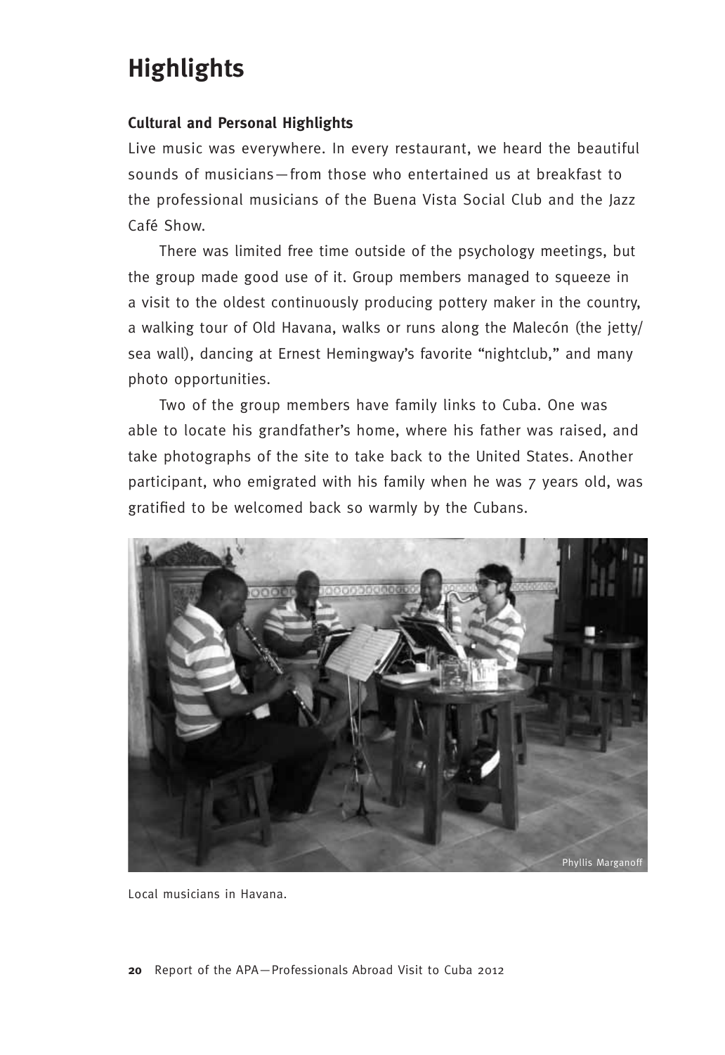# Highlights

**Cultural and Personal Highlights**

Live music was everywhere. In every restaurant, we heard the beautiful sounds of musicians—from those who entertained us at breakfast to the professional musicians of the Buena Vista Social Club and the Jazz Café Show.

There was limited free time outside of the psychology meetings, but the group made good use of it. Group members managed to squeeze in a visit to the oldest continuously producing pottery maker in the country, a walking tour of Old Havana, walks or runs along the Malecón (the jetty/sea wall), dancing at Ernest Hemingway's favorite "nightclub," and many photo opportunities.

Two of the group members have family links to Cuba. One was able to locate his grandfather's home, where his father was raised, and take photographs of the site to take back to the United States. Another participant, who emigrated with his family when he was 7 years old, was gratified to be welcomed back so warmly by the Cubans.

Phyllis Marganoff

Local musicians in Havana.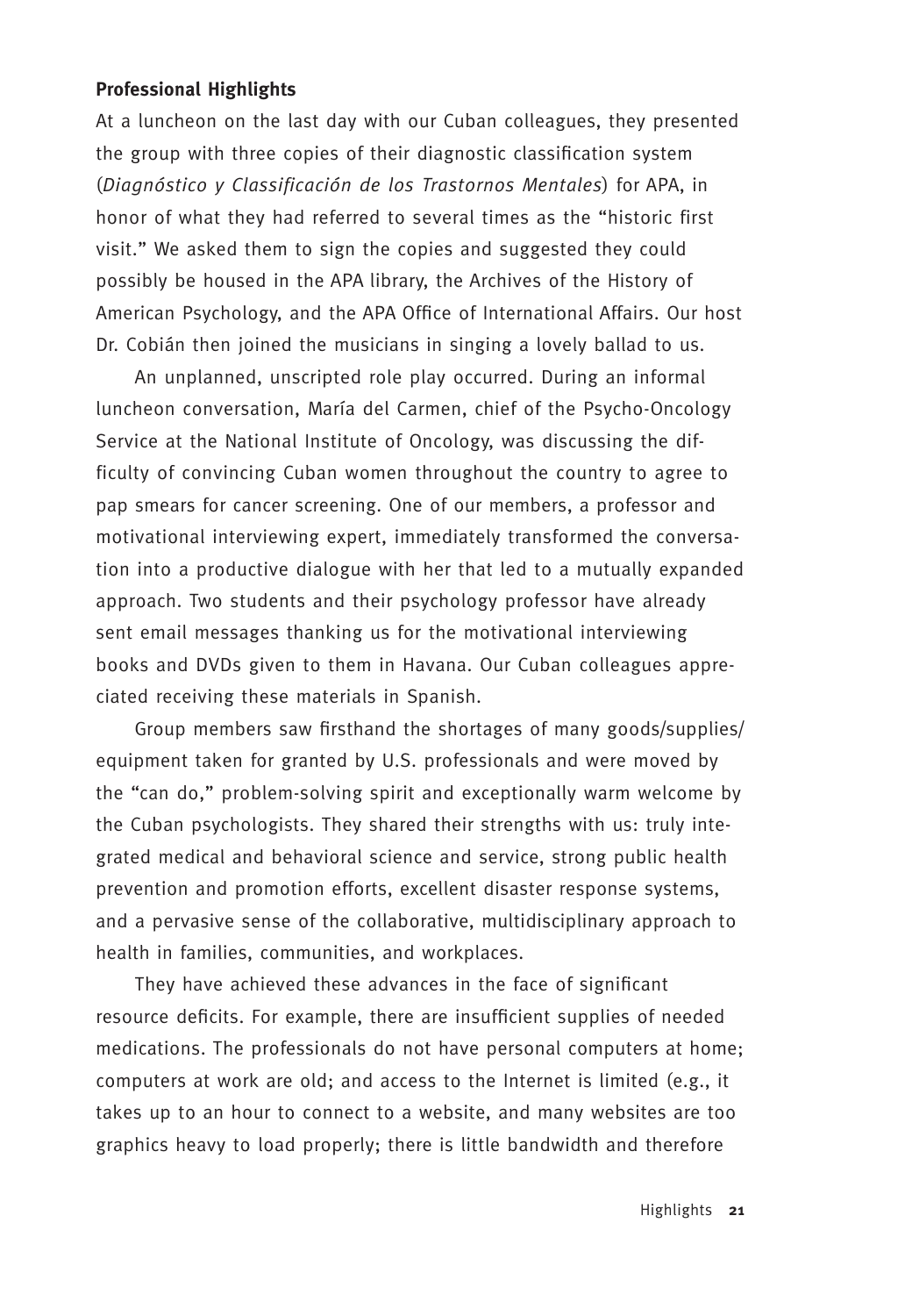### Professional Highlights

At a luncheon on the last day with our Cuban colleagues, they presented the group with three copies of their diagnostic classification system (*Diagnóstico y Classificación de los Trastornos Mentales*) for APA, in honor of what they had referred to several times as the "historic first visit." We asked them to sign the copies and suggested they could possibly be housed in the APA library, the Archives of the History of American Psychology, and the APA Office of International Affairs. Our host Dr. Cobián then joined the musicians in singing a lovely ballad to us.

An unplanned, unscripted role play occurred. During an informal luncheon conversation, María del Carmen, chief of the Psycho-Oncology Service at the National Institute of Oncology, was discussing the difficulty of convincing Cuban women throughout the country to agree to pap smears for cancer screening. One of our members, a professor and motivational interviewing expert, immediately transformed the conversation into a productive dialogue with her that led to a mutually expanded approach. Two students and their psychology professor have already sent email messages thanking us for the motivational interviewing books and DVDs given to them in Havana. Our Cuban colleagues appreciated receiving these materials in Spanish.

Group members saw firsthand the shortages of many goods/supplies/equipment taken for granted by U.S. professionals and were moved by the "can do," problem-solving spirit and exceptionally warm welcome by the Cuban psychologists. They shared their strengths with us: truly integrated medical and behavioral science and service, strong public health prevention and promotion efforts, excellent disaster response systems, and a pervasive sense of the collaborative, multidisciplinary approach to health in families, communities, and workplaces.

They have achieved these advances in the face of significant resource deficits. For example, there are insufficient supplies of needed medications. The professionals do not have personal computers at home; computers at work are old; and access to the Internet is limited (e.g., it takes up to an hour to connect to a website, and many websites are too graphics heavy to load properly; there is little bandwidth and therefore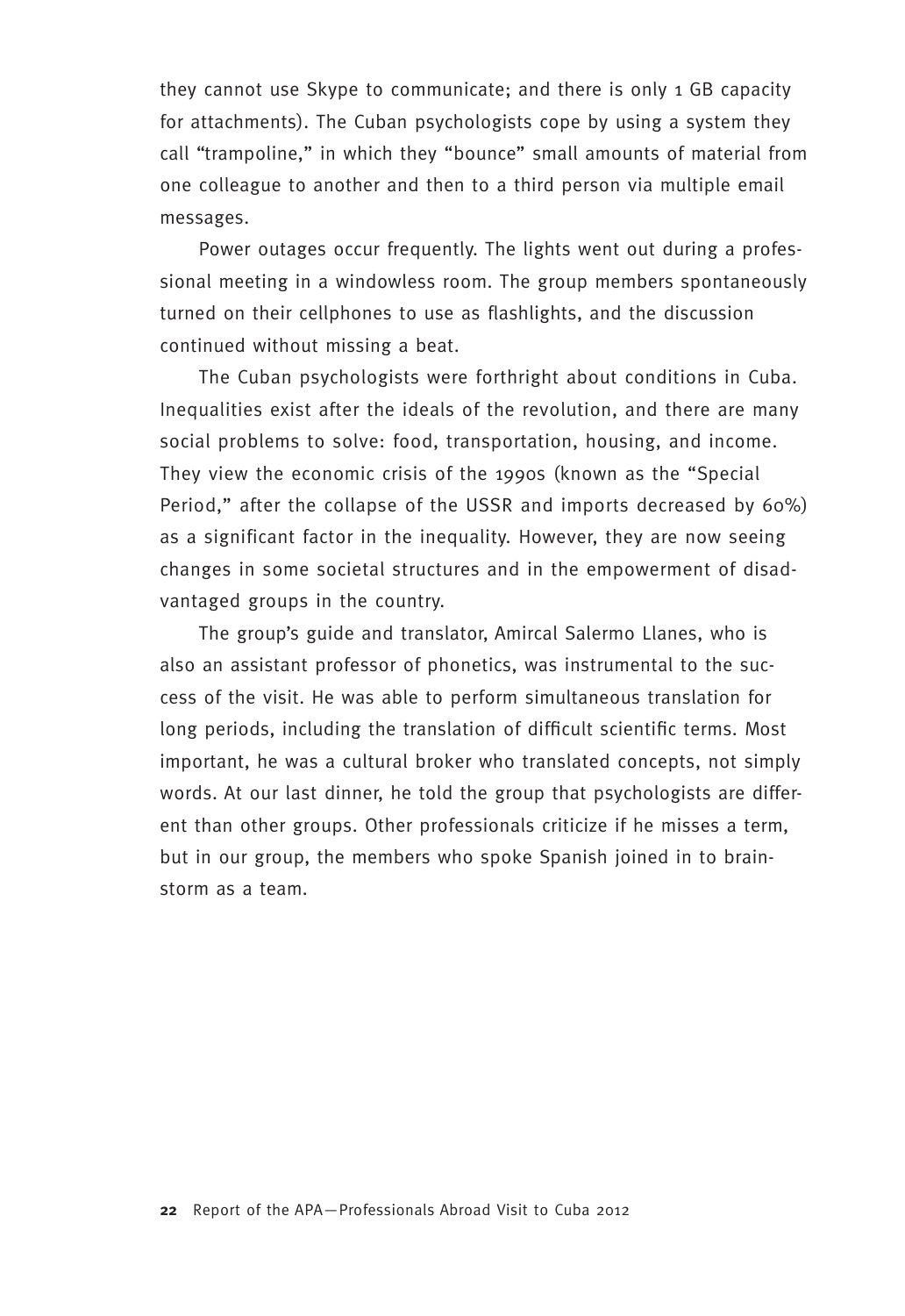they cannot use Skype to communicate; and there is only 1 GB capacity for attachments). The Cuban psychologists cope by using a system they call "trampoline," in which they "bounce" small amounts of material from one colleague to another and then to a third person via multiple email messages.

Power outages occur frequently. The lights went out during a professional meeting in a windowless room. The group members spontaneously turned on their cellphones to use as flashlights, and the discussion continued without missing a beat.

The Cuban psychologists were forthright about conditions in Cuba. Inequalities exist after the ideals of the revolution, and there are many social problems to solve: food, transportation, housing, and income. They view the economic crisis of the 1990s (known as the "Special Period," after the collapse of the USSR and imports decreased by 60%) as a significant factor in the inequality. However, they are now seeing changes in some societal structures and in the empowerment of disadvantaged groups in the country.

The group's guide and translator, Amircal Salermo Llanes, who is also an assistant professor of phonetics, was instrumental to the success of the visit. He was able to perform simultaneous translation for long periods, including the translation of difficult scientific terms. Most important, he was a cultural broker who translated concepts, not simply words. At our last dinner, he told the group that psychologists are different than other groups. Other professionals criticize if he misses a term, but in our group, the members who spoke Spanish joined in to brainstorm as a team.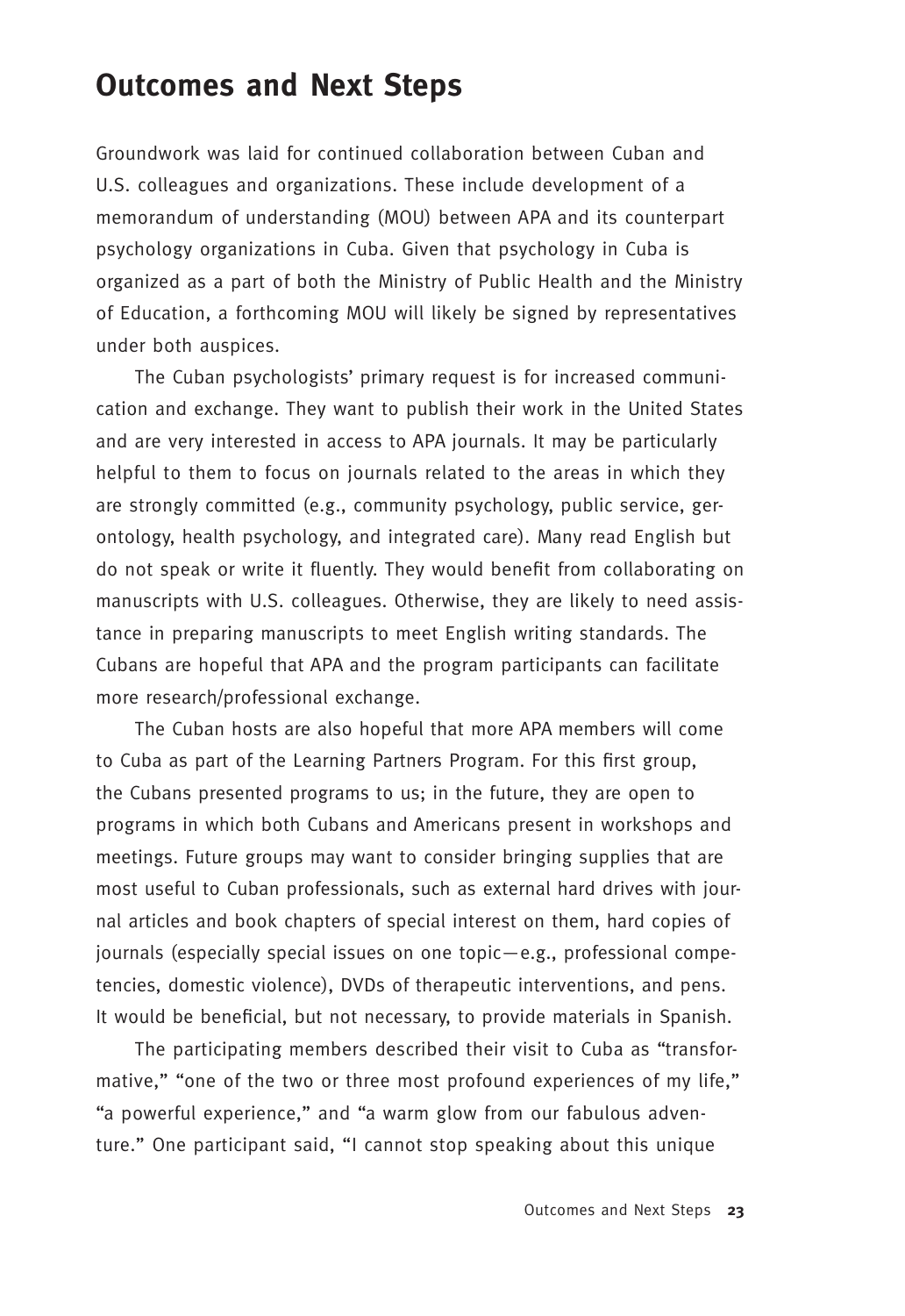## Outcomes and Next Steps

Groundwork was laid for continued collaboration between Cuban and U.S. colleagues and organizations. These include development of a memorandum of understanding (MOU) between APA and its counterpart psychology organizations in Cuba. Given that psychology in Cuba is organized as a part of both the Ministry of Public Health and the Ministry of Education, a forthcoming MOU will likely be signed by representatives under both auspices.

The Cuban psychologists' primary request is for increased communication and exchange. They want to publish their work in the United States and are very interested in access to APA journals. It may be particularly helpful to them to focus on journals related to the areas in which they are strongly committed (e.g., community psychology, public service, gerontology, health psychology, and integrated care). Many read English but do not speak or write it fluently. They would benefit from collaborating on manuscripts with U.S. colleagues. Otherwise, they are likely to need assistance in preparing manuscripts to meet English writing standards. The Cubans are hopeful that APA and the program participants can facilitate more research/professional exchange.

The Cuban hosts are also hopeful that more APA members will come to Cuba as part of the Learning Partners Program. For this first group, the Cubans presented programs to us; in the future, they are open to programs in which both Cubans and Americans present in workshops and meetings. Future groups may want to consider bringing supplies that are most useful to Cuban professionals, such as external hard drives with journal articles and book chapters of special interest on them, hard copies of journals (especially special issues on one topic—e.g., professional competencies, domestic violence), DVDs of therapeutic interventions, and pens. It would be beneficial, but not necessary, to provide materials in Spanish.

The participating members described their visit to Cuba as "transformative," "one of the two or three most profound experiences of my life," "a powerful experience," and "a warm glow from our fabulous adventure." One participant said, "I cannot stop speaking about this unique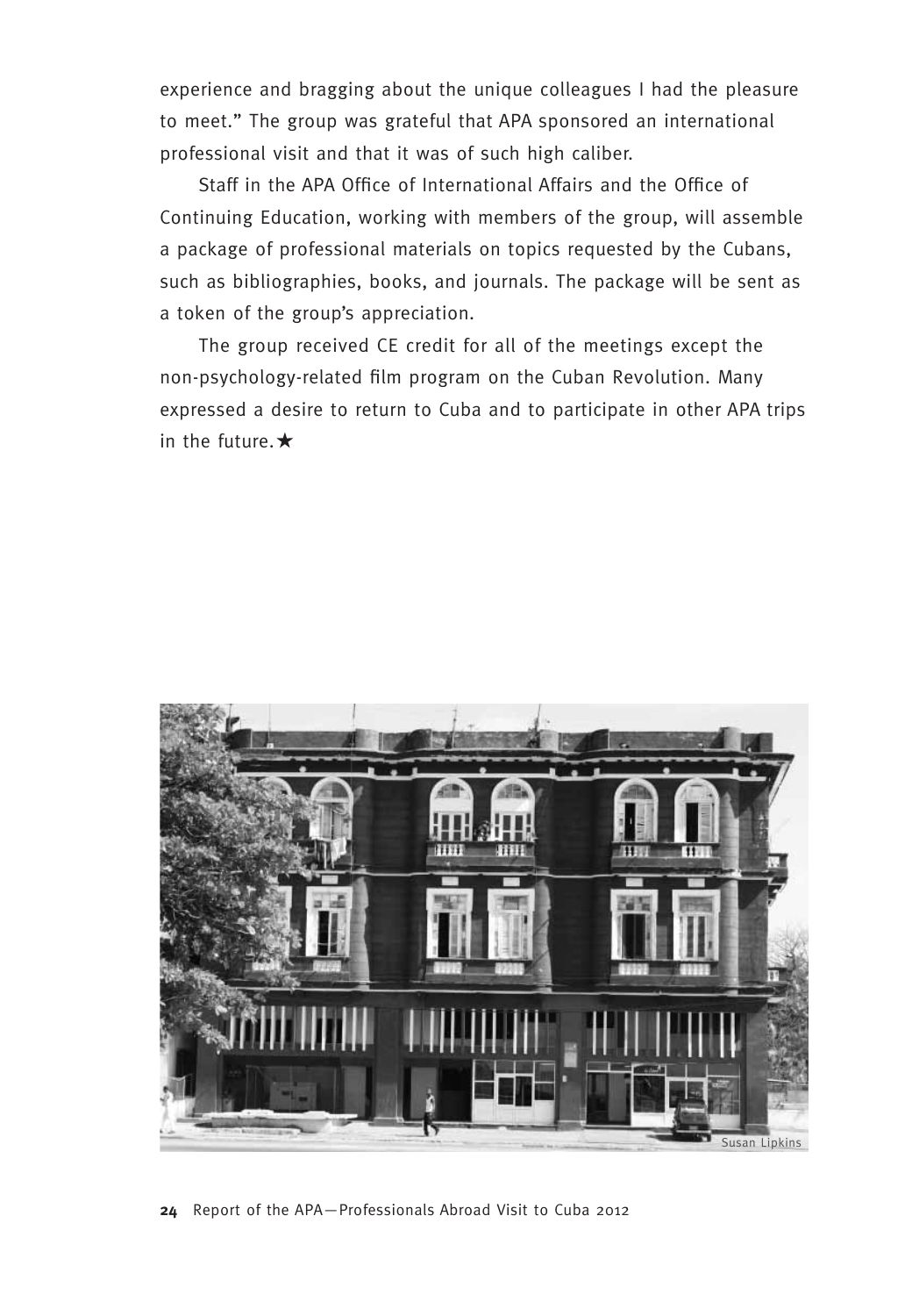experience and bragging about the unique colleagues I had the pleasure to meet." The group was grateful that APA sponsored an international professional visit and that it was of such high caliber.

Staff in the APA Office of International Affairs and the Office of Continuing Education, working with members of the group, will assemble a package of professional materials on topics requested by the Cubans, such as bibliographies, books, and journals. The package will be sent as a token of the group's appreciation.

The group received CE credit for all of the meetings except the non-psychology-related film program on the Cuban Revolution. Many expressed a desire to return to Cuba and to participate in other APA trips in the future.★

Susan Lipkins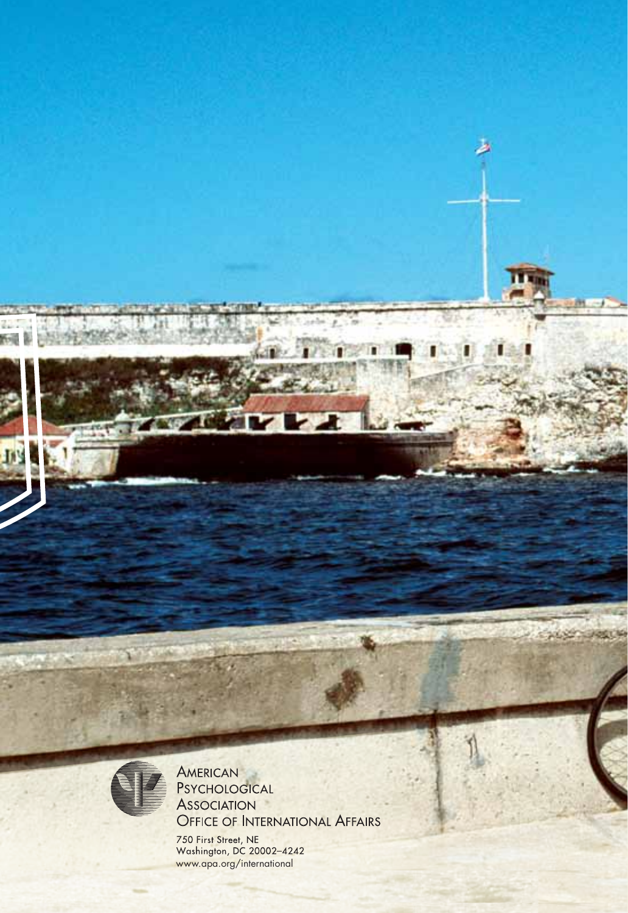American Psychological Association
Office of International Affairs

750 First Street, NE
Washington, DC 20002–4242
www.apa.org/international